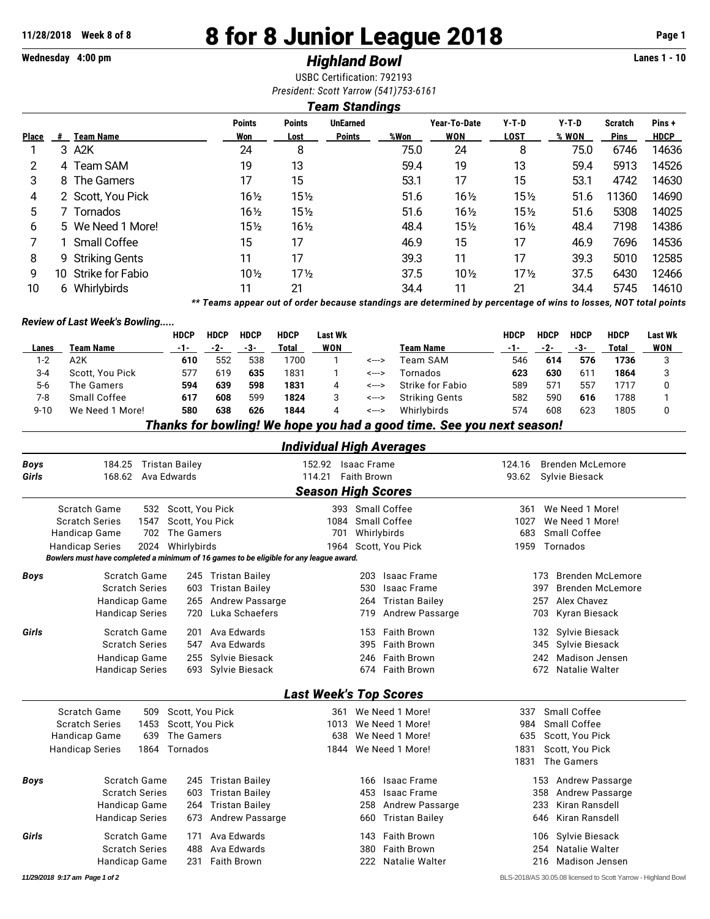# 8 for 8 Junior League 2018

11/28/2018 Week 8 of 8

Wednesday 4:00 pm

## *Highland Bowl*

Lanes 1 - 10

USBC Certification: 792193

*President: Scott Yarrow (541)753-6161*

### *Team Standings*

| Place | # | Team Name | Points Won | Points Lost | UnEarned Points | %Won | Year-To-Date WON | Y-T-D LOST | Y-T-D % WON | Scratch Pins | Pins + HDCP |
|---|---|---|---|---|---|---|---|---|---|---|---|
| 1 | 3 | A2K | 24 | 8 | | 75.0 | 24 | 8 | 75.0 | 6746 | 14636 |
| 2 | 4 | Team SAM | 19 | 13 | | 59.4 | 19 | 13 | 59.4 | 5913 | 14526 |
| 3 | 8 | The Gamers | 17 | 15 | | 53.1 | 17 | 15 | 53.1 | 4742 | 14630 |
| 4 | 2 | Scott, You Pick | 16½ | 15½ | | 51.6 | 16½ | 15½ | 51.6 | 11360 | 14690 |
| 5 | 7 | Tornados | 16½ | 15½ | | 51.6 | 16½ | 15½ | 51.6 | 5308 | 14025 |
| 6 | 5 | We Need 1 More! | 15½ | 16½ | | 48.4 | 15½ | 16½ | 48.4 | 7198 | 14386 |
| 7 | 1 | Small Coffee | 15 | 17 | | 46.9 | 15 | 17 | 46.9 | 7696 | 14536 |
| 8 | 9 | Striking Gents | 11 | 17 | | 39.3 | 11 | 17 | 39.3 | 5010 | 12585 |
| 9 | 10 | Strike for Fabio | 10½ | 17½ | | 37.5 | 10½ | 17½ | 37.5 | 6430 | 12466 |
| 10 | 6 | Whirlybirds | 11 | 21 | | 34.4 | 11 | 21 | 34.4 | 5745 | 14610 |

***\*\* Teams appear out of order because standings are determined by percentage of wins to losses, NOT total points***

### *Review of Last Week's Bowling.....*

| Lanes | Team Name | HDCP -1- | HDCP -2- | HDCP -3- | HDCP Total | Last Wk WON | | Team Name | HDCP -1- | HDCP -2- | HDCP -3- | HDCP Total | Last Wk WON |
|---|---|---|---|---|---|---|---|---|---|---|---|---|---|
| 1-2 | A2K | **610** | 552 | 538 | 1700 | 1 | <---> | Team SAM | 546 | **614** | **576** | **1736** | 3 |
| 3-4 | Scott, You Pick | 577 | 619 | **635** | 1831 | 1 | <---> | Tornados | **623** | **630** | 611 | **1864** | 3 |
| 5-6 | The Gamers | **594** | **639** | **598** | **1831** | 4 | <---> | Strike for Fabio | 589 | 571 | 557 | 1717 | 0 |
| 7-8 | Small Coffee | **617** | **608** | 599 | **1824** | 3 | <---> | Striking Gents | 582 | 590 | **616** | 1788 | 1 |
| 9-10 | We Need 1 More! | **580** | **638** | **626** | **1844** | 4 | <---> | Whirlybirds | 574 | 608 | 623 | 1805 | 0 |

### *Thanks for bowling! We hope you had a good time. See you next season!*

### *Individual High Averages*

| | | | | | | |
|---|---|---|---|---|---|---|
| ***Boys*** | 184.25 | Tristan Bailey | 152.92 | Isaac Frame | 124.16 | Brenden McLemore |
| ***Girls*** | 168.62 | Ava Edwards | 114.21 | Faith Brown | 93.62 | Sylvie Biesack |

### *Season High Scores*

| | | | | | | |
|---|---|---|---|---|---|---|
| Scratch Game | 532 | Scott, You Pick | 393 | Small Coffee | 361 | We Need 1 More! |
| Scratch Series | 1547 | Scott, You Pick | 1084 | Small Coffee | 1027 | We Need 1 More! |
| Handicap Game | 702 | The Gamers | 701 | Whirlybirds | 683 | Small Coffee |
| Handicap Series | 2024 | Whirlybirds | 1964 | Scott, You Pick | 1959 | Tornados |

***Bowlers must have completed a minimum of 16 games to be eligible for any league award.***

| | | | | | | | |
|---|---|---|---|---|---|---|---|
| ***Boys*** | Scratch Game | 245 | Tristan Bailey | 203 | Isaac Frame | 173 | Brenden McLemore |
| | Scratch Series | 603 | Tristan Bailey | 530 | Isaac Frame | 397 | Brenden McLemore |
| | Handicap Game | 265 | Andrew Passarge | 264 | Tristan Bailey | 257 | Alex Chavez |
| | Handicap Series | 720 | Luka Schaefers | 719 | Andrew Passarge | 703 | Kyran Biesack |
| ***Girls*** | Scratch Game | 201 | Ava Edwards | 153 | Faith Brown | 132 | Sylvie Biesack |
| | Scratch Series | 547 | Ava Edwards | 395 | Faith Brown | 345 | Sylvie Biesack |
| | Handicap Game | 255 | Sylvie Biesack | 246 | Faith Brown | 242 | Madison Jensen |
| | Handicap Series | 693 | Sylvie Biesack | 674 | Faith Brown | 672 | Natalie Walter |

### *Last Week's Top Scores*

| | | | | | | |
|---|---|---|---|---|---|---|
| Scratch Game | 509 | Scott, You Pick | 361 | We Need 1 More! | 337 | Small Coffee |
| Scratch Series | 1453 | Scott, You Pick | 1013 | We Need 1 More! | 984 | Small Coffee |
| Handicap Game | 639 | The Gamers | 638 | We Need 1 More! | 635 | Scott, You Pick |
| Handicap Series | 1864 | Tornados | 1844 | We Need 1 More! | 1831 | Scott, You Pick |
| | | | | | 1831 | The Gamers |

| | | | | | | | |
|---|---|---|---|---|---|---|---|
| ***Boys*** | Scratch Game | 245 | Tristan Bailey | 166 | Isaac Frame | 153 | Andrew Passarge |
| | Scratch Series | 603 | Tristan Bailey | 453 | Isaac Frame | 358 | Andrew Passarge |
| | Handicap Game | 264 | Tristan Bailey | 258 | Andrew Passarge | 233 | Kiran Ransdell |
| | Handicap Series | 673 | Andrew Passarge | 660 | Tristan Bailey | 646 | Kiran Ransdell |
| ***Girls*** | Scratch Game | 171 | Ava Edwards | 143 | Faith Brown | 106 | Sylvie Biesack |
| | Scratch Series | 488 | Ava Edwards | 380 | Faith Brown | 254 | Natalie Walter |
| | Handicap Game | 231 | Faith Brown | 222 | Natalie Walter | 216 | Madison Jensen |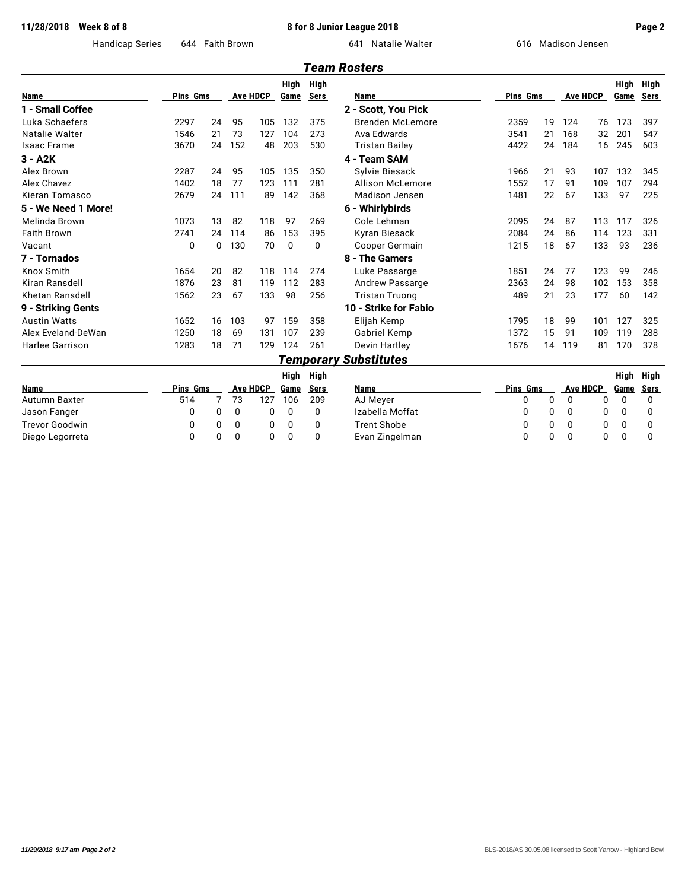11/28/2018 Week 8 of 8 — 8 for 8 Junior League 2018

Handicap Series 644 Faith Brown 641 Natalie Walter 616 Madison Jensen

## Team Rosters

| Name | Pins | Gms | Ave | HDCP | High Game | High Sers | Name | Pins | Gms | Ave | HDCP | High Game | High Sers |
|---|---|---|---|---|---|---|---|---|---|---|---|---|---|
| **1 - Small Coffee** | | | | | | | **2 - Scott, You Pick** | | | | | | |
| Luka Schaefers | 2297 | 24 | 95 | 105 | 132 | 375 | Brenden McLemore | 2359 | 19 | 124 | 76 | 173 | 397 |
| Natalie Walter | 1546 | 21 | 73 | 127 | 104 | 273 | Ava Edwards | 3541 | 21 | 168 | 32 | 201 | 547 |
| Isaac Frame | 3670 | 24 | 152 | 48 | 203 | 530 | Tristan Bailey | 4422 | 24 | 184 | 16 | 245 | 603 |
| **3 - A2K** | | | | | | | **4 - Team SAM** | | | | | | |
| Alex Brown | 2287 | 24 | 95 | 105 | 135 | 350 | Sylvie Biesack | 1966 | 21 | 93 | 107 | 132 | 345 |
| Alex Chavez | 1402 | 18 | 77 | 123 | 111 | 281 | Allison McLemore | 1552 | 17 | 91 | 109 | 107 | 294 |
| Kieran Tomasco | 2679 | 24 | 111 | 89 | 142 | 368 | Madison Jensen | 1481 | 22 | 67 | 133 | 97 | 225 |
| **5 - We Need 1 More!** | | | | | | | **6 - Whirlybirds** | | | | | | |
| Melinda Brown | 1073 | 13 | 82 | 118 | 97 | 269 | Cole Lehman | 2095 | 24 | 87 | 113 | 117 | 326 |
| Faith Brown | 2741 | 24 | 114 | 86 | 153 | 395 | Kyran Biesack | 2084 | 24 | 86 | 114 | 123 | 331 |
| Vacant | 0 | 0 | 130 | 70 | 0 | 0 | Cooper Germain | 1215 | 18 | 67 | 133 | 93 | 236 |
| **7 - Tornados** | | | | | | | **8 - The Gamers** | | | | | | |
| Knox Smith | 1654 | 20 | 82 | 118 | 114 | 274 | Luke Passarge | 1851 | 24 | 77 | 123 | 99 | 246 |
| Kiran Ransdell | 1876 | 23 | 81 | 119 | 112 | 283 | Andrew Passarge | 2363 | 24 | 98 | 102 | 153 | 358 |
| Khetan Ransdell | 1562 | 23 | 67 | 133 | 98 | 256 | Tristan Truong | 489 | 21 | 23 | 177 | 60 | 142 |
| **9 - Striking Gents** | | | | | | | **10 - Strike for Fabio** | | | | | | |
| Austin Watts | 1652 | 16 | 103 | 97 | 159 | 358 | Elijah Kemp | 1795 | 18 | 99 | 101 | 127 | 325 |
| Alex Eveland-DeWan | 1250 | 18 | 69 | 131 | 107 | 239 | Gabriel Kemp | 1372 | 15 | 91 | 109 | 119 | 288 |
| Harlee Garrison | 1283 | 18 | 71 | 129 | 124 | 261 | Devin Hartley | 1676 | 14 | 119 | 81 | 170 | 378 |

## Temporary Substitutes

| Name | Pins | Gms | Ave | HDCP | High Game | High Sers | Name | Pins | Gms | Ave | HDCP | High Game | High Sers |
|---|---|---|---|---|---|---|---|---|---|---|---|---|---|
| Autumn Baxter | 514 | 7 | 73 | 127 | 106 | 209 | AJ Meyer | 0 | 0 | 0 | 0 | 0 | 0 |
| Jason Fanger | 0 | 0 | 0 | 0 | 0 | 0 | Izabella Moffat | 0 | 0 | 0 | 0 | 0 | 0 |
| Trevor Goodwin | 0 | 0 | 0 | 0 | 0 | 0 | Trent Shobe | 0 | 0 | 0 | 0 | 0 | 0 |
| Diego Legorreta | 0 | 0 | 0 | 0 | 0 | 0 | Evan Zingelman | 0 | 0 | 0 | 0 | 0 | 0 |

11/29/2018 9:17 am

BLS-2018/AS 30.05.08 licensed to Scott Yarrow - Highland Bowl